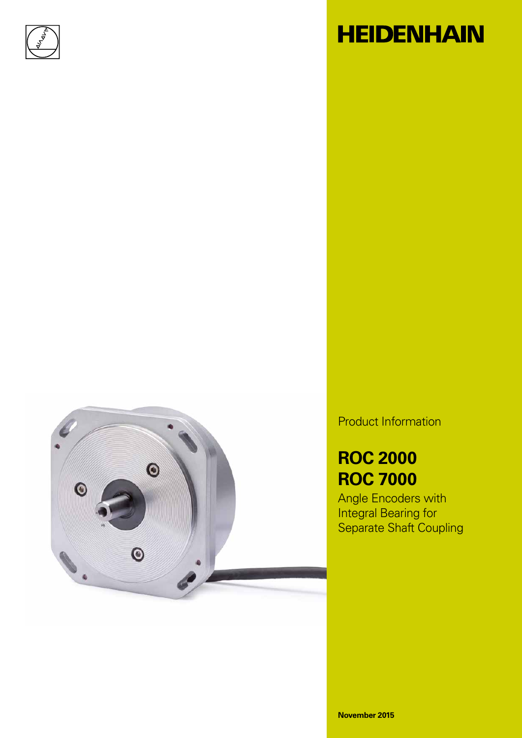# HEIDENHAIN

Product Information

## ROC 2000
## ROC 7000

Angle Encoders with Integral Bearing for Separate Shaft Coupling

**November 2015**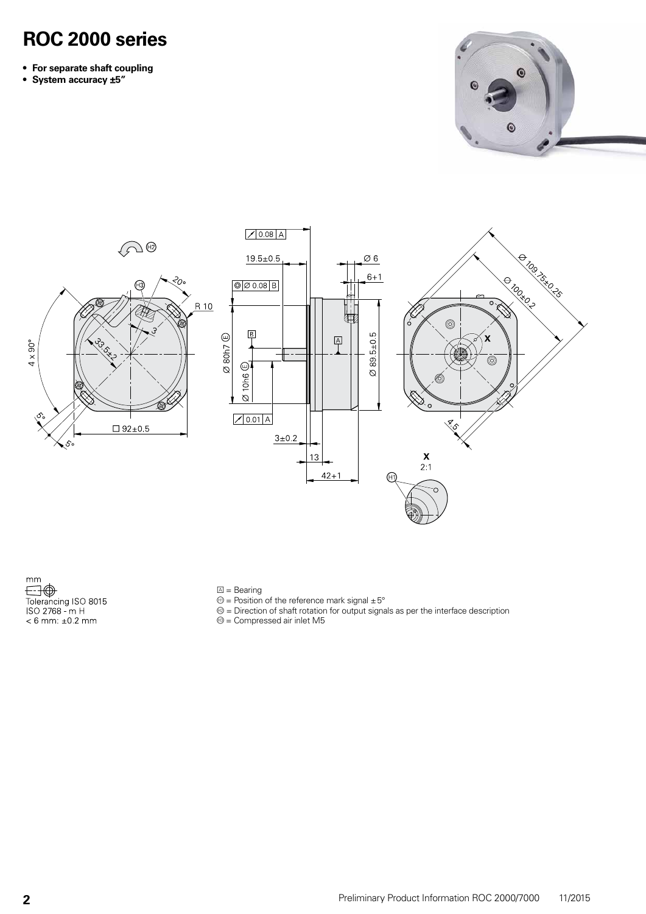# ROC 2000 series

- **For separate shaft coupling**
- **System accuracy ±5″**

mm

Tolerancing ISO 8015
ISO 2768 - m H
< 6 mm: ±0.2 mm

A = Bearing
H1 = Position of the reference mark signal ±5°
H2 = Direction of shaft rotation for output signals as per the interface description
H3 = Compressed air inlet M5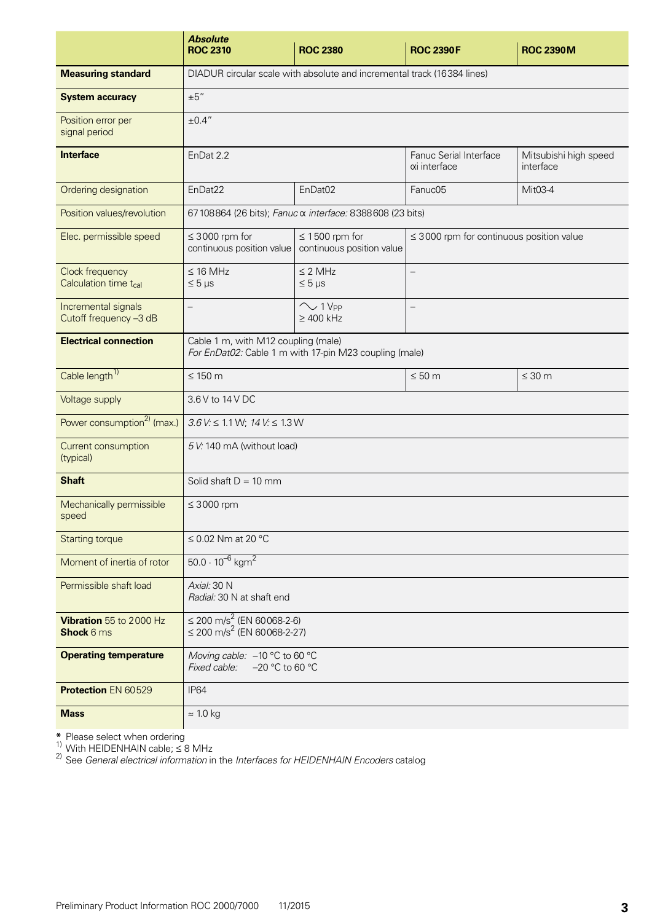| | **Absolute** **ROC 2310** | **ROC 2380** | **ROC 2390 F** | **ROC 2390 M** |
|---|---|---|---|---|
| **Measuring standard** | DIADUR circular scale with absolute and incremental track (16384 lines) | | | |
| **System accuracy** | ±5″ | | | |
| Position error per signal period | ±0.4″ | | | |
| **Interface** | EnDat 2.2 | | Fanuc Serial Interface αi interface | Mitsubishi high speed interface |
| Ordering designation | EnDat22 | EnDat02 | Fanuc05 | Mit03-4 |
| Position values/revolution | 67108864 (26 bits); *Fanuc α interface:* 8388608 (23 bits) | | | |
| Elec. permissible speed | ≤ 3000 rpm for continuous position value | ≤ 1500 rpm for continuous position value | ≤ 3000 rpm for continuous position value | |
| Clock frequency Calculation time $t_{cal}$ | ≤ 16 MHz ≤ 5 µs | ≤ 2 MHz ≤ 5 µs | – | |
| Incremental signals Cutoff frequency –3 dB | – | ∼ 1 $V_{PP}$ ≥ 400 kHz | – | |
| **Electrical connection** | Cable 1 m, with M12 coupling (male) *For EnDat02:* Cable 1 m with 17-pin M23 coupling (male) | | | |
| Cable length[1] | ≤ 150 m | | ≤ 50 m | ≤ 30 m |
| Voltage supply | 3.6 V to 14 V DC | | | |
| Power consumption[2] (max.) | *3.6 V:* ≤ 1.1 W; *14 V:* ≤ 1.3 W | | | |
| Current consumption (typical) | *5 V:* 140 mA (without load) | | | |
| **Shaft** | Solid shaft D = 10 mm | | | |
| Mechanically permissible speed | ≤ 3000 rpm | | | |
| Starting torque | ≤ 0.02 Nm at 20 °C | | | |
| Moment of inertia of rotor | $50.0 \cdot 10^{-6}$ kgm$^2$ | | | |
| Permissible shaft load | *Axial:* 30 N *Radial:* 30 N at shaft end | | | |
| **Vibration** 55 to 2000 Hz **Shock** 6 ms | ≤ 200 m/s$^2$ (EN 60068-2-6) ≤ 200 m/s$^2$ (EN 60068-2-27) | | | |
| **Operating temperature** | *Moving cable:* –10 °C to 60 °C *Fixed cable:* –20 °C to 60 °C | | | |
| **Protection** EN 60529 | IP64 | | | |
| **Mass** | ≈ 1.0 kg | | | |

**\*** Please select when ordering
[1] With HEIDENHAIN cable; ≤ 8 MHz
[2] See *General electrical information* in the *Interfaces for HEIDENHAIN Encoders* catalog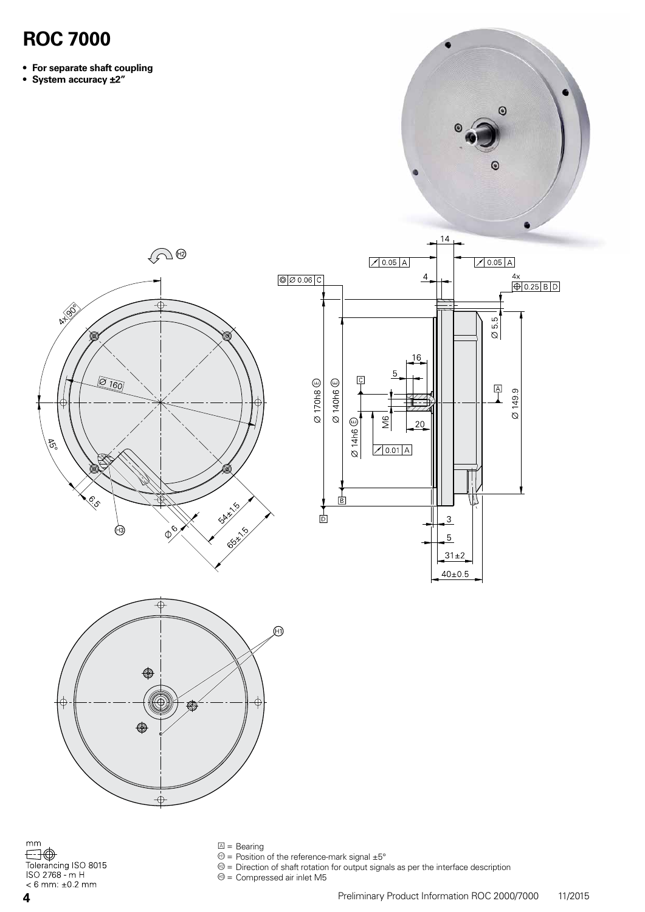# ROC 7000

- **For separate shaft coupling**
- **System accuracy ±2"**

mm

Tolerancing ISO 8015
ISO 2768 - m H
< 6 mm: ±0.2 mm

A = Bearing
H1 = Position of the reference-mark signal ±5°
H2 = Direction of shaft rotation for output signals as per the interface description
H3 = Compressed air inlet M5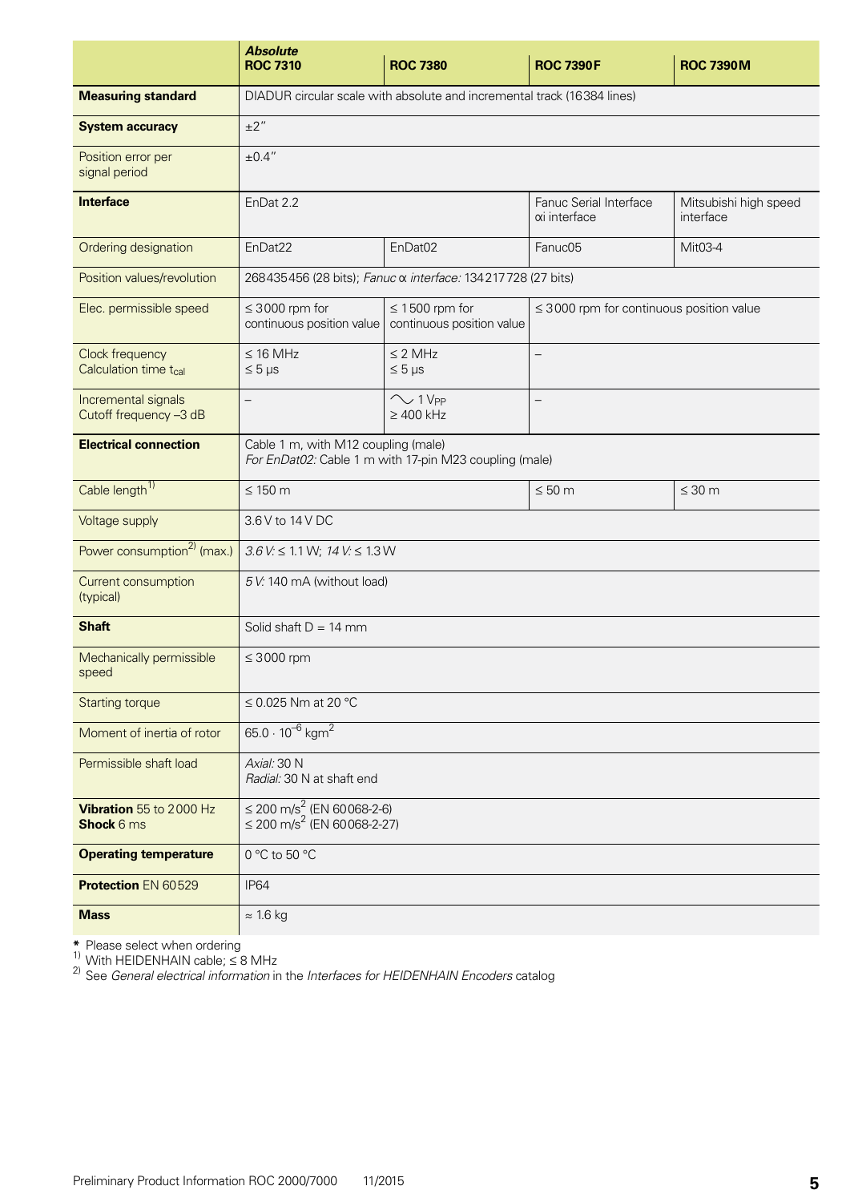| | ***Absolute*** **ROC 7310** | **ROC 7380** | **ROC 7390F** | **ROC 7390M** |
|---|---|---|---|---|
| **Measuring standard** | DIADUR circular scale with absolute and incremental track (16384 lines) | | | |
| **System accuracy** | ±2″ | | | |
| Position error per signal period | ±0.4″ | | | |
| **Interface** | EnDat 2.2 | | Fanuc Serial Interface αi interface | Mitsubishi high speed interface |
| Ordering designation | EnDat22 | EnDat02 | Fanuc05 | Mit03-4 |
| Position values/revolution | 268435456 (28 bits); *Fanuc α interface:* 134217728 (27 bits) | | | |
| Elec. permissible speed | ≤ 3000 rpm for continuous position value | ≤ 1500 rpm for continuous position value | ≤ 3000 rpm for continuous position value | |
| Clock frequency Calculation time $t_{cal}$ | ≤ 16 MHz ≤ 5 µs | ≤ 2 MHz ≤ 5 µs | – | |
| Incremental signals Cutoff frequency –3 dB | – | ∿ 1 $V_{PP}$ ≥ 400 kHz | – | |
| **Electrical connection** | Cable 1 m, with M12 coupling (male) *For EnDat02:* Cable 1 m with 17-pin M23 coupling (male) | | | |
| Cable length[1] | ≤ 150 m | | ≤ 50 m | ≤ 30 m |
| Voltage supply | 3.6 V to 14 V DC | | | |
| Power consumption[2] (max.) | *3.6 V:* ≤ 1.1 W; *14 V:* ≤ 1.3 W | | | |
| Current consumption (typical) | *5 V:* 140 mA (without load) | | | |
| **Shaft** | Solid shaft D = 14 mm | | | |
| Mechanically permissible speed | ≤ 3000 rpm | | | |
| Starting torque | ≤ 0.025 Nm at 20 °C | | | |
| Moment of inertia of rotor | $65.0 \cdot 10^{-6}$ $kgm^2$ | | | |
| Permissible shaft load | *Axial:* 30 N *Radial:* 30 N at shaft end | | | |
| **Vibration** 55 to 2000 Hz **Shock** 6 ms | ≤ 200 $m/s^2$ (EN 60068-2-6) ≤ 200 $m/s^2$ (EN 60068-2-27) | | | |
| **Operating temperature** | 0 °C to 50 °C | | | |
| **Protection** EN 60529 | IP64 | | | |
| **Mass** | ≈ 1.6 kg | | | |

\* Please select when ordering
[1] With HEIDENHAIN cable; ≤ 8 MHz
[2] See *General electrical information* in the *Interfaces for HEIDENHAIN Encoders* catalog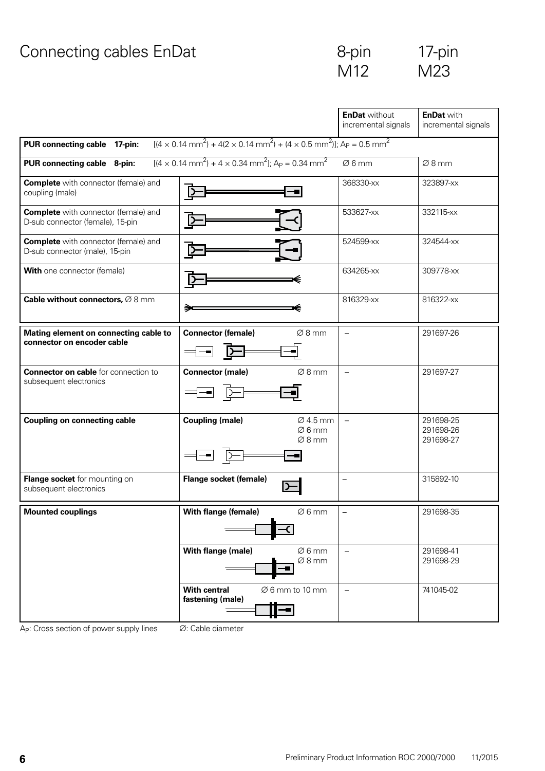# Connecting cables EnDat

8-pin M12 | 17-pin M23

| | | EnDat without incremental signals | EnDat with incremental signals |
|---|---|---|---|
| **PUR connecting cable 17-pin:** | $[(4 \times 0.14\ mm^2) + 4(2 \times 0.14\ mm^2) + (4 \times 0.5\ mm^2)]$; $A_P = 0.5\ mm^2$ | | |
| **PUR connecting cable 8-pin:** | $[(4 \times 0.14\ mm^2) + 4 \times 0.34\ mm^2]$; $A_P = 0.34\ mm^2$ | Ø 6 mm | Ø 8 mm |
| **Complete** with connector (female) and coupling (male) | | 368330-xx | 323897-xx |
| **Complete** with connector (female) and D-sub connector (female), 15-pin | | 533627-xx | 332115-xx |
| **Complete** with connector (female) and D-sub connector (male), 15-pin | | 524599-xx | 324544-xx |
| **With** one connector (female) | | 634265-xx | 309778-xx |
| **Cable without connectors,** Ø 8 mm | | 816329-xx | 816322-xx |
| **Mating element on connecting cable to connector on encoder cable** | **Connector (female)** Ø 8 mm | – | 291697-26 |
| **Connector on cable** for connection to subsequent electronics | **Connector (male)** Ø 8 mm | – | 291697-27 |
| **Coupling on connecting cable** | **Coupling (male)** Ø 4.5 mm / Ø 6 mm / Ø 8 mm | – | 291698-25 / 291698-26 / 291698-27 |
| **Flange socket** for mounting on subsequent electronics | **Flange socket (female)** | – | 315892-10 |
| **Mounted couplings** | **With flange (female)** Ø 6 mm | – | 291698-35 |
| | **With flange (male)** Ø 6 mm / Ø 8 mm | – | 291698-41 / 291698-29 |
| | **With central fastening (male)** Ø 6 mm to 10 mm | – | 741045-02 |

$A_P$: Cross section of power supply lines   Ø: Cable diameter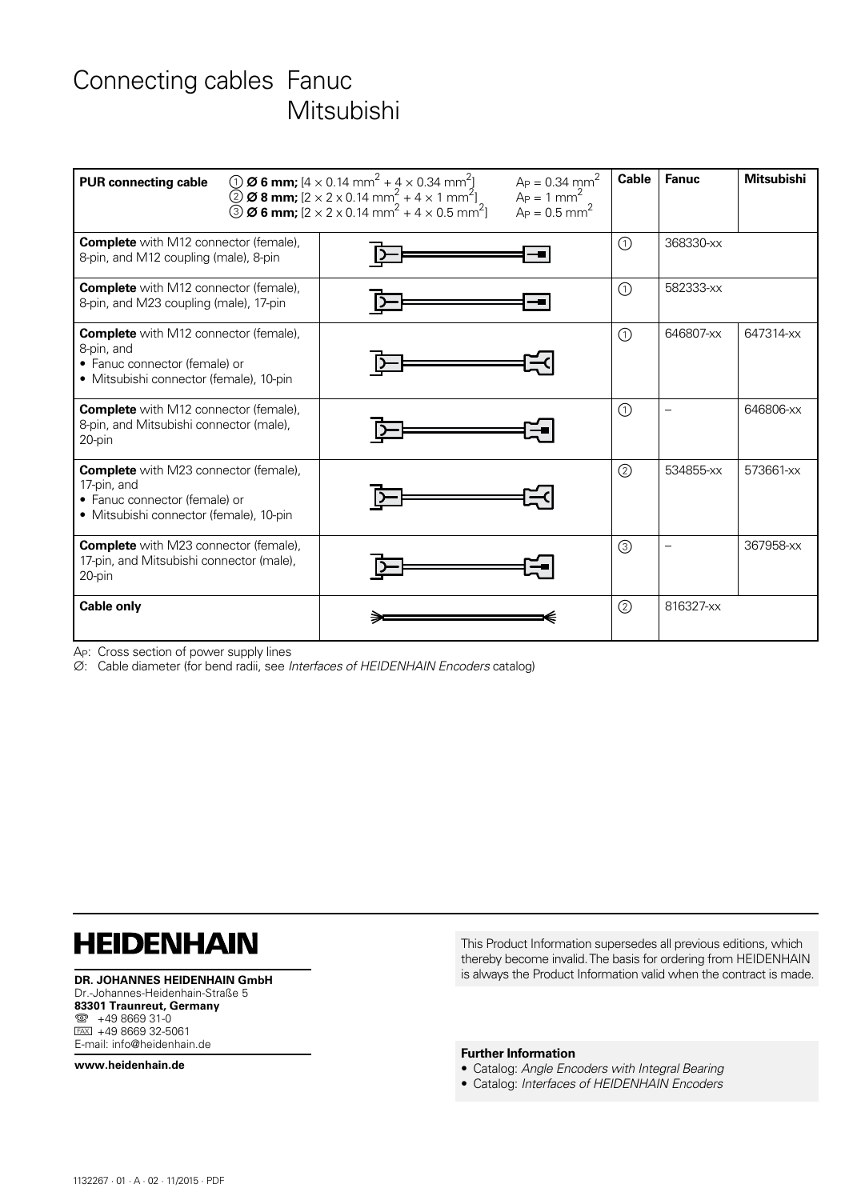# Connecting cables Fanuc Mitsubishi

| PUR connecting cable ① **Ø 6 mm;** [$4 \times 0.14\ mm^2 + 4 \times 0.34\ mm^2$] $A_P = 0.34\ mm^2$ ② **Ø 8 mm;** [$2 \times 2 \times 0.14\ mm^2 + 4 \times 1\ mm^2$] $A_P = 1\ mm^2$ ③ **Ø 6 mm;** [$2 \times 2 \times 0.14\ mm^2 + 4 \times 0.5\ mm^2$] $A_P = 0.5\ mm^2$ | | Cable | Fanuc | Mitsubishi |
|---|---|---|---|---|
| **Complete** with M12 connector (female), 8-pin, and M12 coupling (male), 8-pin | | ① | 368330-xx | |
| **Complete** with M12 connector (female), 8-pin, and M23 coupling (male), 17-pin | | ① | 582333-xx | |
| **Complete** with M12 connector (female), 8-pin, and<br>• Fanuc connector (female) or<br>• Mitsubishi connector (female), 10-pin | | ① | 646807-xx | 647314-xx |
| **Complete** with M12 connector (female), 8-pin, and Mitsubishi connector (male), 20-pin | | ① | – | 646806-xx |
| **Complete** with M23 connector (female), 17-pin, and<br>• Fanuc connector (female) or<br>• Mitsubishi connector (female), 10-pin | | ② | 534855-xx | 573661-xx |
| **Complete** with M23 connector (female), 17-pin, and Mitsubishi connector (male), 20-pin | | ③ | – | 367958-xx |
| **Cable only** | | ② | 816327-xx | |

$A_P$: Cross section of power supply lines
Ø: Cable diameter (for bend radii, see *Interfaces of HEIDENHAIN Encoders* catalog)

**HEIDENHAIN**

**DR. JOHANNES HEIDENHAIN GmbH**
Dr.-Johannes-Heidenhain-Straße 5
**83301 Traunreut, Germany**
☎ +49 8669 31-0
FAX +49 8669 32-5061
E-mail: info@heidenhain.de

**www.heidenhain.de**

This Product Information supersedes all previous editions, which thereby become invalid. The basis for ordering from HEIDENHAIN is always the Product Information valid when the contract is made.

**Further Information**

- Catalog: *Angle Encoders with Integral Bearing*
- Catalog: *Interfaces of HEIDENHAIN Encoders*

1132267 · 01 · A · 02 · 11/2015 · PDF